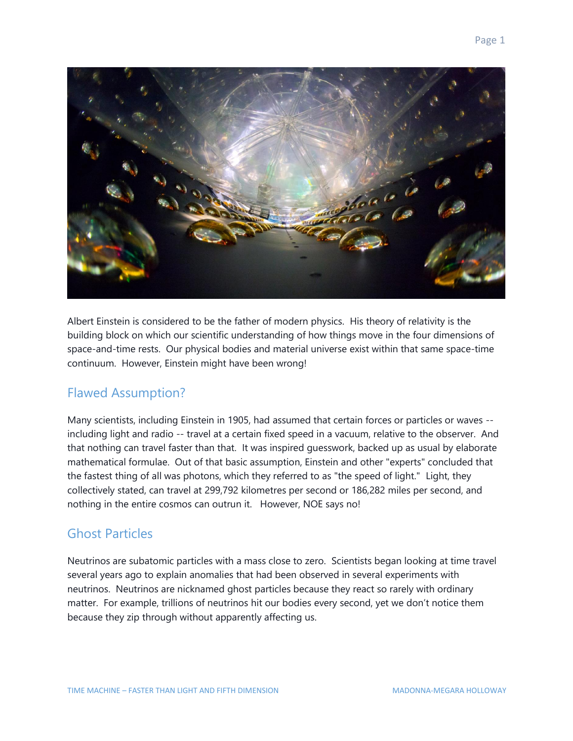Albert Einstein is considered to be the father of modern physics. His theory of relativity is the building block on which our scientific understanding of how things move in the four dimensions of space-and-time rests. Our physical bodies and material universe exist within that same space-time continuum. However, Einstein might have been wrong!

## Flawed Assumption?

Many scientists, including Einstein in 1905, had assumed that certain forces or particles or waves -- including light and radio -- travel at a certain fixed speed in a vacuum, relative to the observer. And that nothing can travel faster than that. It was inspired guesswork, backed up as usual by elaborate mathematical formulae. Out of that basic assumption, Einstein and other "experts" concluded that the fastest thing of all was photons, which they referred to as "the speed of light." Light, they collectively stated, can travel at 299,792 kilometres per second or 186,282 miles per second, and nothing in the entire cosmos can outrun it. However, NOE says no!

## Ghost Particles

Neutrinos are subatomic particles with a mass close to zero. Scientists began looking at time travel several years ago to explain anomalies that had been observed in several experiments with neutrinos. Neutrinos are nicknamed ghost particles because they react so rarely with ordinary matter. For example, trillions of neutrinos hit our bodies every second, yet we don't notice them because they zip through without apparently affecting us.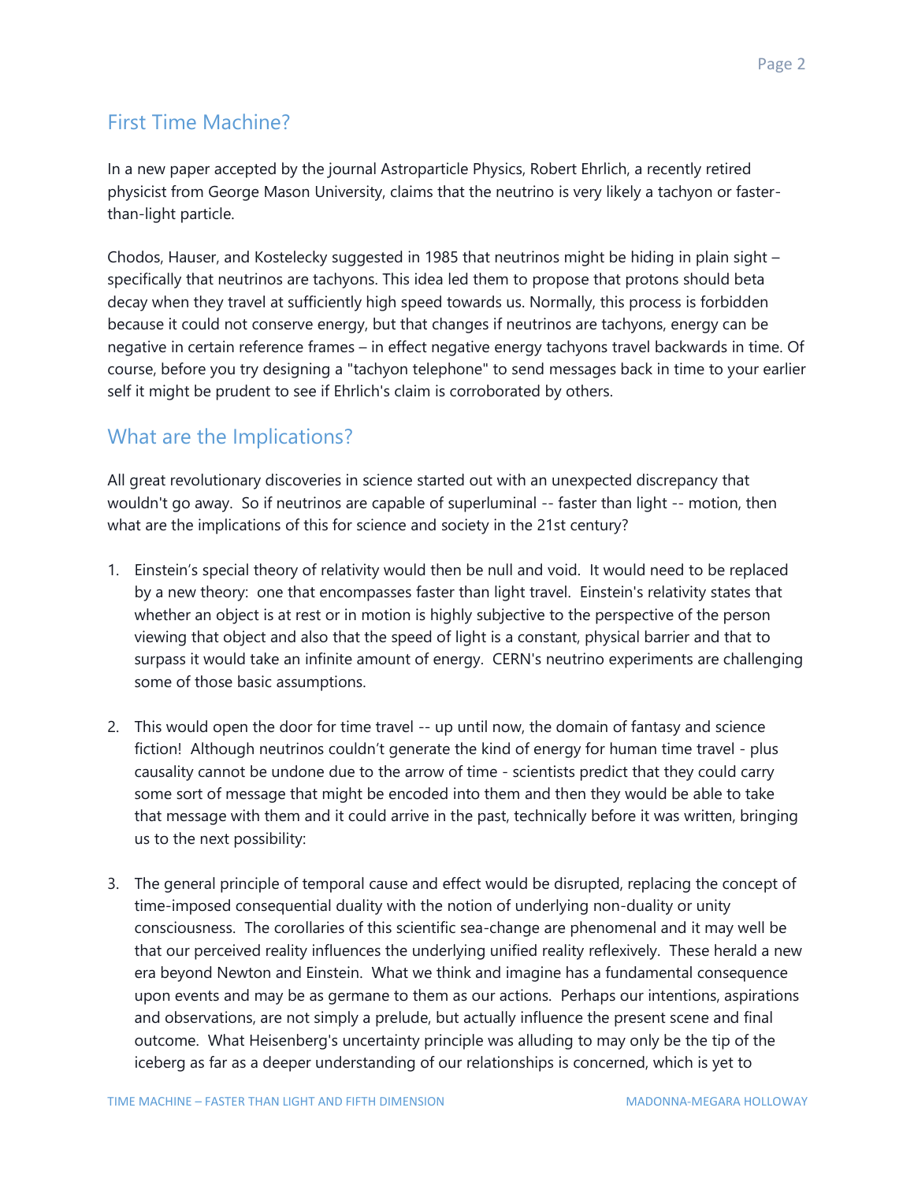## First Time Machine?

In a new paper accepted by the journal Astroparticle Physics, Robert Ehrlich, a recently retired physicist from George Mason University, claims that the neutrino is very likely a tachyon or faster-than-light particle.

Chodos, Hauser, and Kostelecky suggested in 1985 that neutrinos might be hiding in plain sight – specifically that neutrinos are tachyons. This idea led them to propose that protons should beta decay when they travel at sufficiently high speed towards us. Normally, this process is forbidden because it could not conserve energy, but that changes if neutrinos are tachyons, energy can be negative in certain reference frames – in effect negative energy tachyons travel backwards in time. Of course, before you try designing a "tachyon telephone" to send messages back in time to your earlier self it might be prudent to see if Ehrlich's claim is corroborated by others.

## What are the Implications?

All great revolutionary discoveries in science started out with an unexpected discrepancy that wouldn't go away. So if neutrinos are capable of superluminal -- faster than light -- motion, then what are the implications of this for science and society in the 21st century?

1. Einstein's special theory of relativity would then be null and void. It would need to be replaced by a new theory: one that encompasses faster than light travel. Einstein's relativity states that whether an object is at rest or in motion is highly subjective to the perspective of the person viewing that object and also that the speed of light is a constant, physical barrier and that to surpass it would take an infinite amount of energy. CERN's neutrino experiments are challenging some of those basic assumptions.

2. This would open the door for time travel -- up until now, the domain of fantasy and science fiction! Although neutrinos couldn't generate the kind of energy for human time travel - plus causality cannot be undone due to the arrow of time - scientists predict that they could carry some sort of message that might be encoded into them and then they would be able to take that message with them and it could arrive in the past, technically before it was written, bringing us to the next possibility:

3. The general principle of temporal cause and effect would be disrupted, replacing the concept of time-imposed consequential duality with the notion of underlying non-duality or unity consciousness. The corollaries of this scientific sea-change are phenomenal and it may well be that our perceived reality influences the underlying unified reality reflexively. These herald a new era beyond Newton and Einstein. What we think and imagine has a fundamental consequence upon events and may be as germane to them as our actions. Perhaps our intentions, aspirations and observations, are not simply a prelude, but actually influence the present scene and final outcome. What Heisenberg's uncertainty principle was alluding to may only be the tip of the iceberg as far as a deeper understanding of our relationships is concerned, which is yet to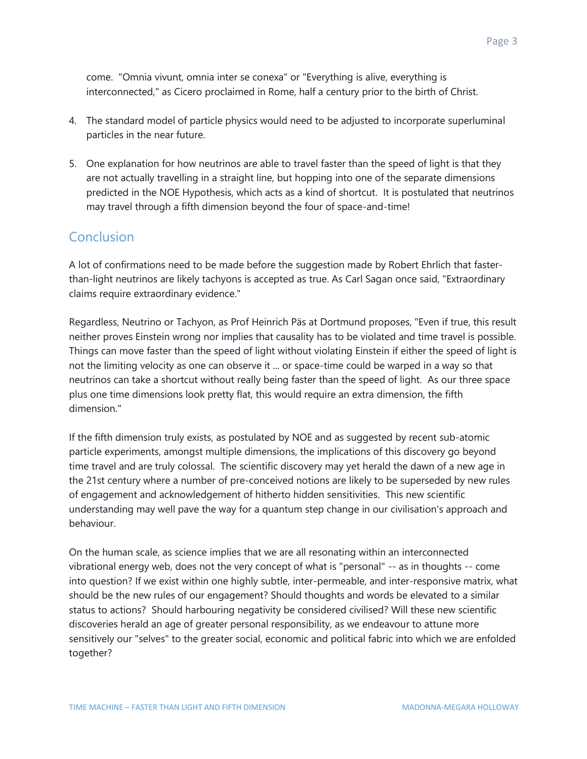come. "Omnia vivunt, omnia inter se conexa" or "Everything is alive, everything is interconnected," as Cicero proclaimed in Rome, half a century prior to the birth of Christ.

4. The standard model of particle physics would need to be adjusted to incorporate superluminal particles in the near future.

5. One explanation for how neutrinos are able to travel faster than the speed of light is that they are not actually travelling in a straight line, but hopping into one of the separate dimensions predicted in the NOE Hypothesis, which acts as a kind of shortcut. It is postulated that neutrinos may travel through a fifth dimension beyond the four of space-and-time!

## Conclusion

A lot of confirmations need to be made before the suggestion made by Robert Ehrlich that faster-than-light neutrinos are likely tachyons is accepted as true. As Carl Sagan once said, "Extraordinary claims require extraordinary evidence."

Regardless, Neutrino or Tachyon, as Prof Heinrich Päs at Dortmund proposes, "Even if true, this result neither proves Einstein wrong nor implies that causality has to be violated and time travel is possible. Things can move faster than the speed of light without violating Einstein if either the speed of light is not the limiting velocity as one can observe it ... or space-time could be warped in a way so that neutrinos can take a shortcut without really being faster than the speed of light. As our three space plus one time dimensions look pretty flat, this would require an extra dimension, the fifth dimension."

If the fifth dimension truly exists, as postulated by NOE and as suggested by recent sub-atomic particle experiments, amongst multiple dimensions, the implications of this discovery go beyond time travel and are truly colossal. The scientific discovery may yet herald the dawn of a new age in the 21st century where a number of pre-conceived notions are likely to be superseded by new rules of engagement and acknowledgement of hitherto hidden sensitivities. This new scientific understanding may well pave the way for a quantum step change in our civilisation's approach and behaviour.

On the human scale, as science implies that we are all resonating within an interconnected vibrational energy web, does not the very concept of what is "personal" -- as in thoughts -- come into question? If we exist within one highly subtle, inter-permeable, and inter-responsive matrix, what should be the new rules of our engagement? Should thoughts and words be elevated to a similar status to actions? Should harbouring negativity be considered civilised? Will these new scientific discoveries herald an age of greater personal responsibility, as we endeavour to attune more sensitively our "selves" to the greater social, economic and political fabric into which we are enfolded together?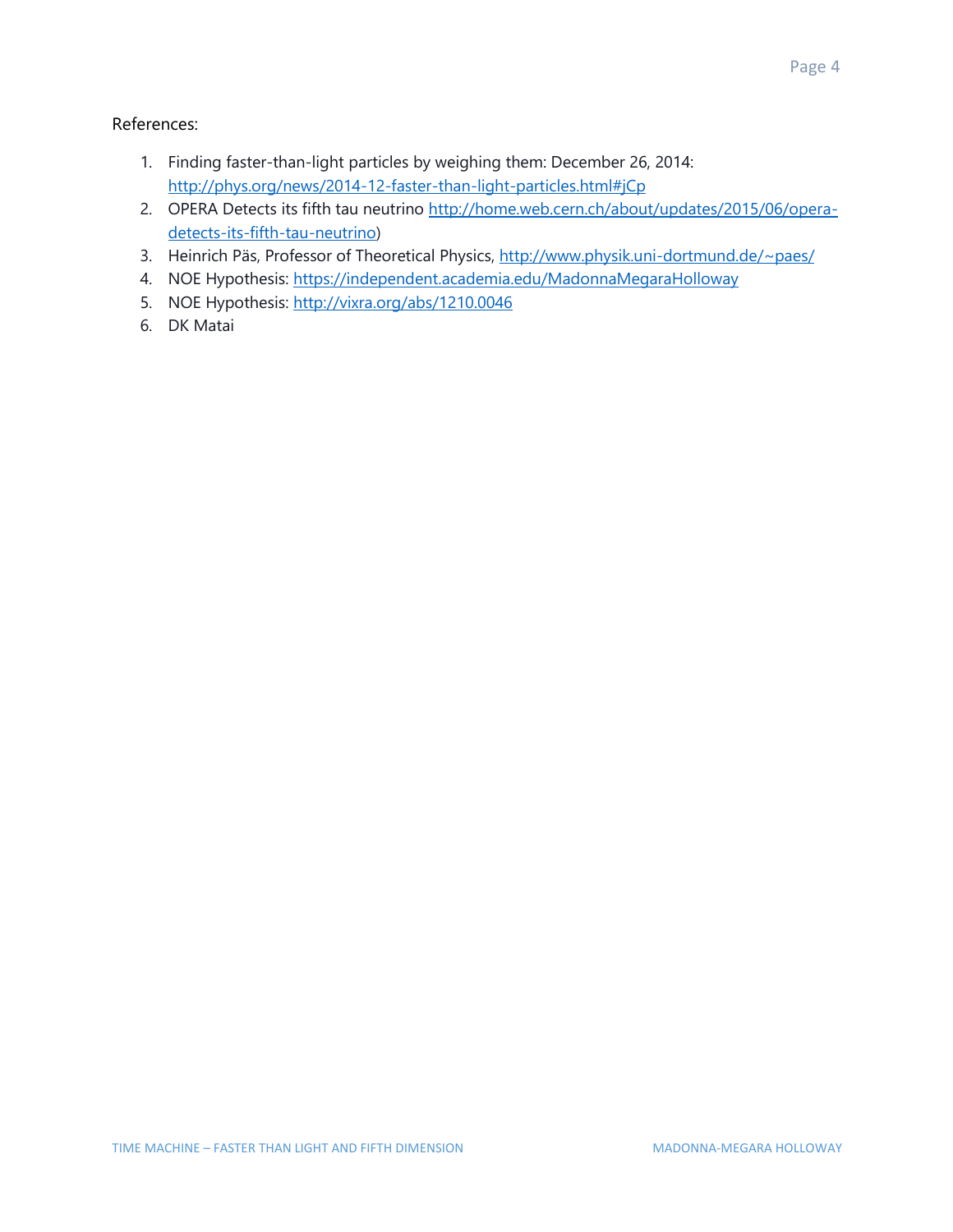References:

1. Finding faster-than-light particles by weighing them: December 26, 2014: http://phys.org/news/2014-12-faster-than-light-particles.html#jCp
2. OPERA Detects its fifth tau neutrino http://home.web.cern.ch/about/updates/2015/06/opera-detects-its-fifth-tau-neutrino)
3. Heinrich Päs, Professor of Theoretical Physics, http://www.physik.uni-dortmund.de/~paes/
4. NOE Hypothesis: https://independent.academia.edu/MadonnaMegaraHolloway
5. NOE Hypothesis: http://vixra.org/abs/1210.0046
6. DK Matai